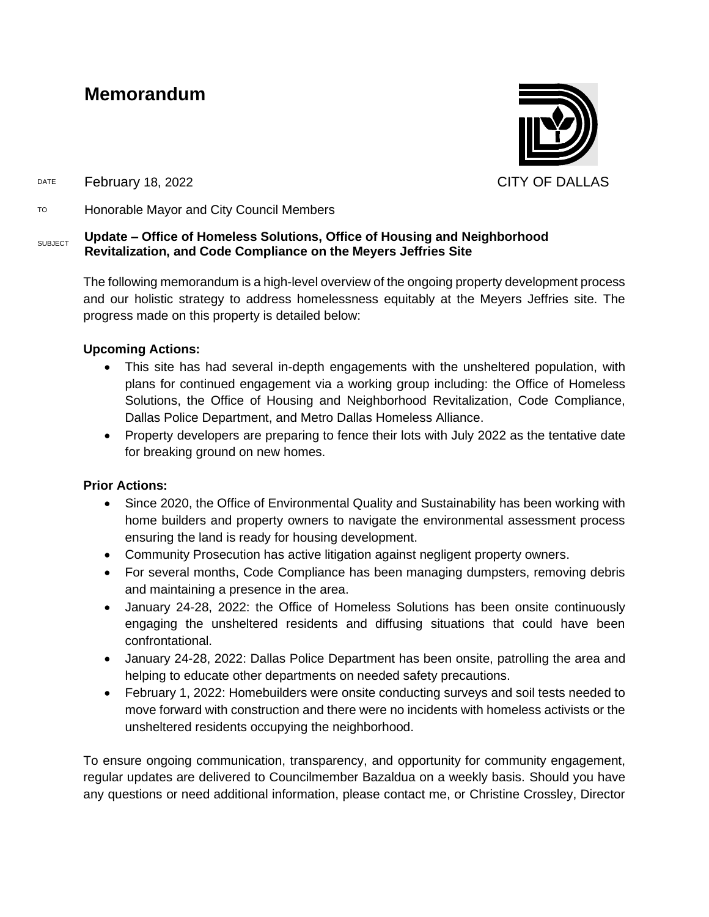# Memorandum

CITY OF DALLAS

DATE February 18, 2022

TO Honorable Mayor and City Council Members

SUBJECT **Update – Office of Homeless Solutions, Office of Housing and Neighborhood Revitalization, and Code Compliance on the Meyers Jeffries Site**

The following memorandum is a high-level overview of the ongoing property development process and our holistic strategy to address homelessness equitably at the Meyers Jeffries site. The progress made on this property is detailed below:

**Upcoming Actions:**

- This site has had several in-depth engagements with the unsheltered population, with plans for continued engagement via a working group including: the Office of Homeless Solutions, the Office of Housing and Neighborhood Revitalization, Code Compliance, Dallas Police Department, and Metro Dallas Homeless Alliance.
- Property developers are preparing to fence their lots with July 2022 as the tentative date for breaking ground on new homes.

**Prior Actions:**

- Since 2020, the Office of Environmental Quality and Sustainability has been working with home builders and property owners to navigate the environmental assessment process ensuring the land is ready for housing development.
- Community Prosecution has active litigation against negligent property owners.
- For several months, Code Compliance has been managing dumpsters, removing debris and maintaining a presence in the area.
- January 24-28, 2022: the Office of Homeless Solutions has been onsite continuously engaging the unsheltered residents and diffusing situations that could have been confrontational.
- January 24-28, 2022: Dallas Police Department has been onsite, patrolling the area and helping to educate other departments on needed safety precautions.
- February 1, 2022: Homebuilders were onsite conducting surveys and soil tests needed to move forward with construction and there were no incidents with homeless activists or the unsheltered residents occupying the neighborhood.

To ensure ongoing communication, transparency, and opportunity for community engagement, regular updates are delivered to Councilmember Bazaldua on a weekly basis. Should you have any questions or need additional information, please contact me, or Christine Crossley, Director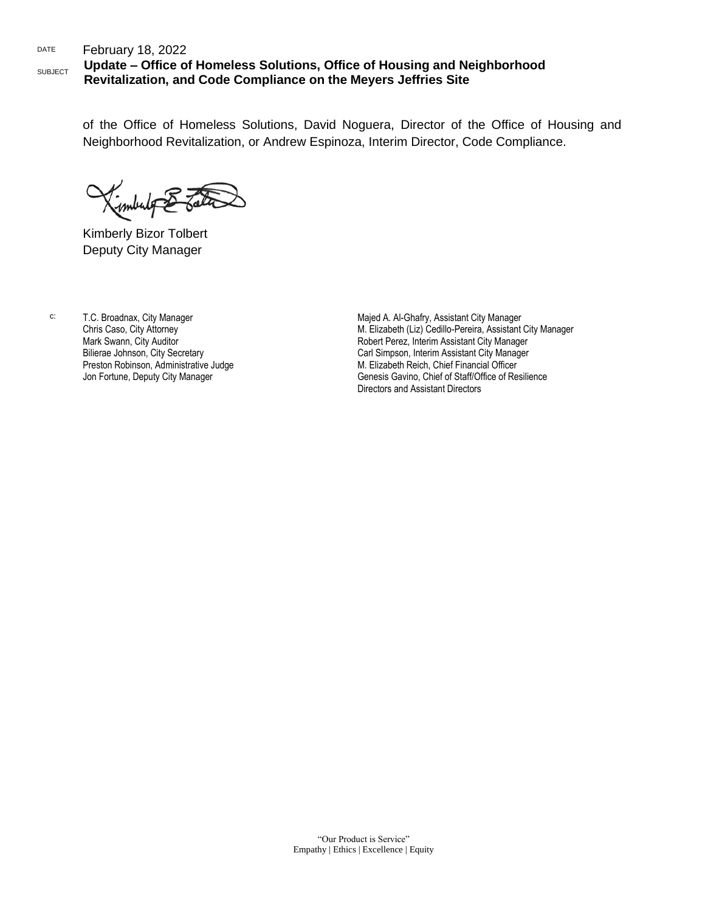DATE February 18, 2022

SUBJECT **Update – Office of Homeless Solutions, Office of Housing and Neighborhood Revitalization, and Code Compliance on the Meyers Jeffries Site**

of the Office of Homeless Solutions, David Noguera, Director of the Office of Housing and Neighborhood Revitalization, or Andrew Espinoza, Interim Director, Code Compliance.

Kimberly Bizor Tolbert
Deputy City Manager

c: T.C. Broadnax, City Manager
Chris Caso, City Attorney
Mark Swann, City Auditor
Bilierae Johnson, City Secretary
Preston Robinson, Administrative Judge
Jon Fortune, Deputy City Manager
Majed A. Al-Ghafry, Assistant City Manager
M. Elizabeth (Liz) Cedillo-Pereira, Assistant City Manager
Robert Perez, Interim Assistant City Manager
Carl Simpson, Interim Assistant City Manager
M. Elizabeth Reich, Chief Financial Officer
Genesis Gavino, Chief of Staff/Office of Resilience
Directors and Assistant Directors

"Our Product is Service"
Empathy | Ethics | Excellence | Equity